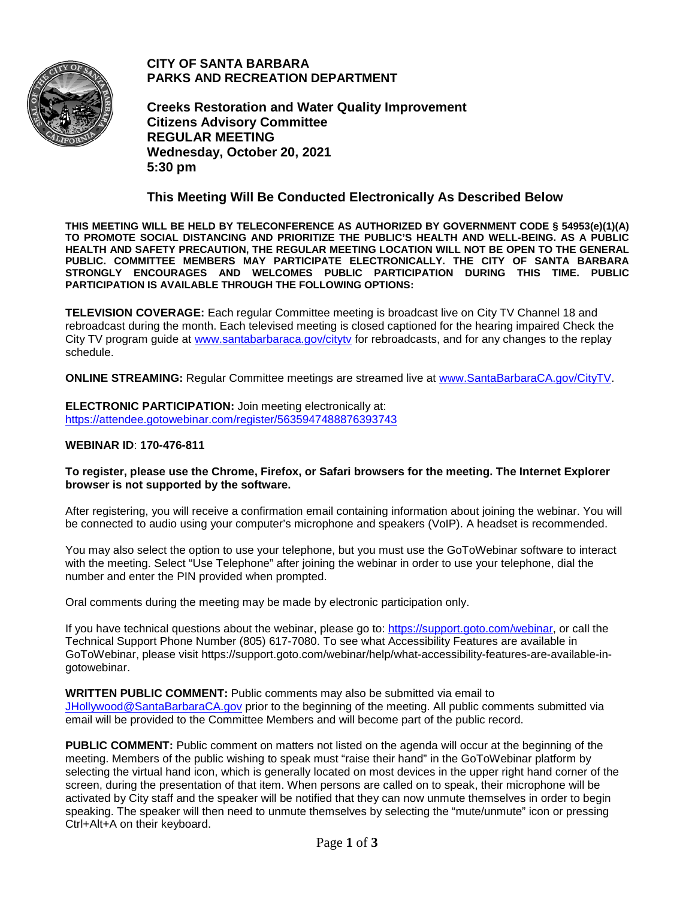# CITY OF SANTA BARBARA
# PARKS AND RECREATION DEPARTMENT

## Creeks Restoration and Water Quality Improvement Citizens Advisory Committee
## REGULAR MEETING
## Wednesday, October 20, 2021
## 5:30 pm

### This Meeting Will Be Conducted Electronically As Described Below

**THIS MEETING WILL BE HELD BY TELECONFERENCE AS AUTHORIZED BY GOVERNMENT CODE § 54953(e)(1)(A) TO PROMOTE SOCIAL DISTANCING AND PRIORITIZE THE PUBLIC'S HEALTH AND WELL-BEING. AS A PUBLIC HEALTH AND SAFETY PRECAUTION, THE REGULAR MEETING LOCATION WILL NOT BE OPEN TO THE GENERAL PUBLIC. COMMITTEE MEMBERS MAY PARTICIPATE ELECTRONICALLY. THE CITY OF SANTA BARBARA STRONGLY ENCOURAGES AND WELCOMES PUBLIC PARTICIPATION DURING THIS TIME. PUBLIC PARTICIPATION IS AVAILABLE THROUGH THE FOLLOWING OPTIONS:**

**TELEVISION COVERAGE:** Each regular Committee meeting is broadcast live on City TV Channel 18 and rebroadcast during the month. Each televised meeting is closed captioned for the hearing impaired Check the City TV program guide at www.santabarbaraca.gov/citytv for rebroadcasts, and for any changes to the replay schedule.

**ONLINE STREAMING:** Regular Committee meetings are streamed live at www.SantaBarbaraCA.gov/CityTV.

**ELECTRONIC PARTICIPATION:** Join meeting electronically at: https://attendee.gotowebinar.com/register/5635947488876393743

**WEBINAR ID**: **170-476-811**

**To register, please use the Chrome, Firefox, or Safari browsers for the meeting. The Internet Explorer browser is not supported by the software.**

After registering, you will receive a confirmation email containing information about joining the webinar. You will be connected to audio using your computer's microphone and speakers (VoIP). A headset is recommended.

You may also select the option to use your telephone, but you must use the GoToWebinar software to interact with the meeting. Select "Use Telephone" after joining the webinar in order to use your telephone, dial the number and enter the PIN provided when prompted.

Oral comments during the meeting may be made by electronic participation only.

If you have technical questions about the webinar, please go to: https://support.goto.com/webinar, or call the Technical Support Phone Number (805) 617-7080. To see what Accessibility Features are available in GoToWebinar, please visit https://support.goto.com/webinar/help/what-accessibility-features-are-available-in-gotowebinar.

**WRITTEN PUBLIC COMMENT:** Public comments may also be submitted via email to JHollywood@SantaBarbaraCA.gov prior to the beginning of the meeting. All public comments submitted via email will be provided to the Committee Members and will become part of the public record.

**PUBLIC COMMENT:** Public comment on matters not listed on the agenda will occur at the beginning of the meeting. Members of the public wishing to speak must "raise their hand" in the GoToWebinar platform by selecting the virtual hand icon, which is generally located on most devices in the upper right hand corner of the screen, during the presentation of that item. When persons are called on to speak, their microphone will be activated by City staff and the speaker will be notified that they can now unmute themselves in order to begin speaking. The speaker will then need to unmute themselves by selecting the "mute/unmute" icon or pressing Ctrl+Alt+A on their keyboard.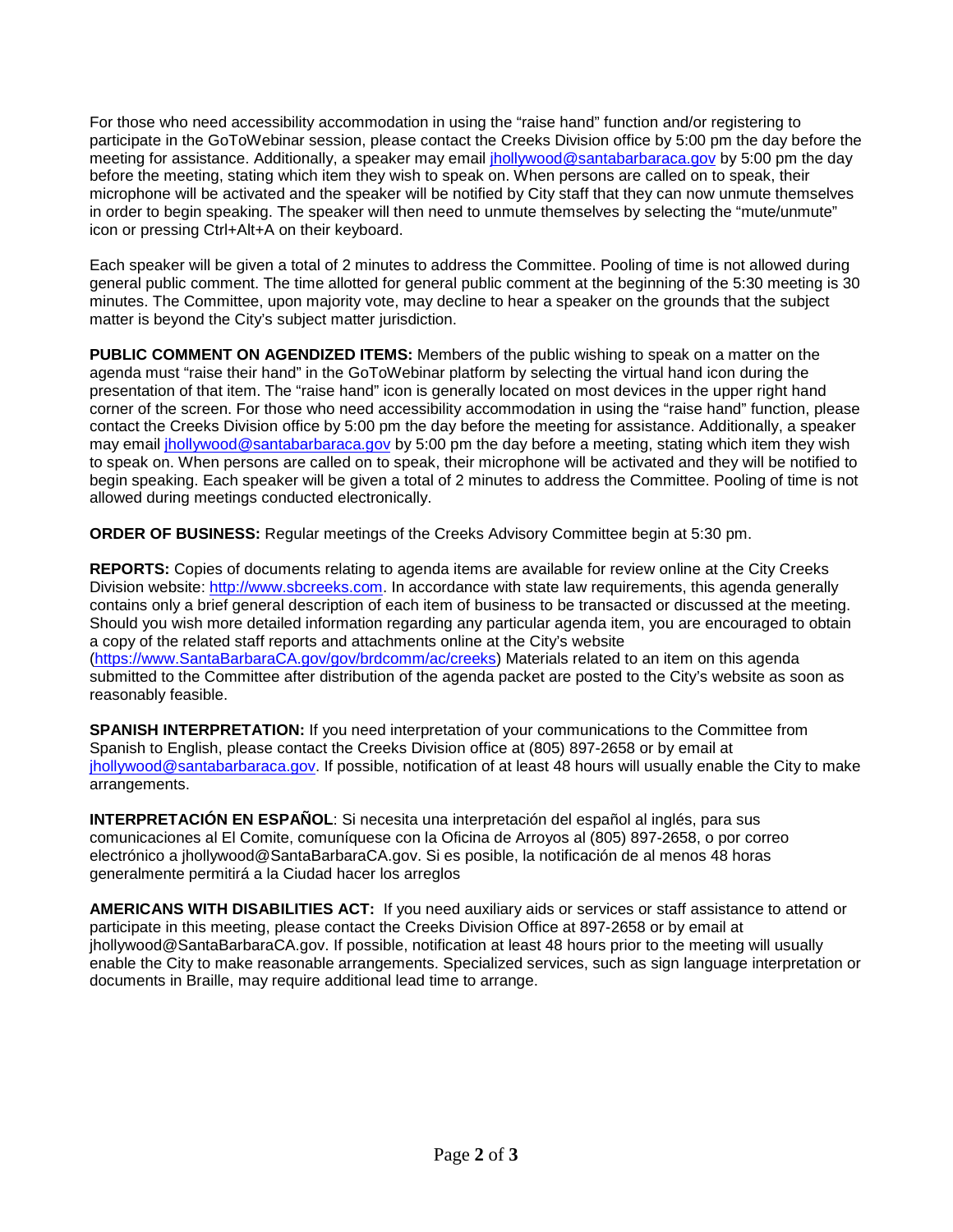For those who need accessibility accommodation in using the “raise hand” function and/or registering to participate in the GoToWebinar session, please contact the Creeks Division office by 5:00 pm the day before the meeting for assistance. Additionally, a speaker may email jhollywood@santabarbaraca.gov by 5:00 pm the day before the meeting, stating which item they wish to speak on. When persons are called on to speak, their microphone will be activated and the speaker will be notified by City staff that they can now unmute themselves in order to begin speaking. The speaker will then need to unmute themselves by selecting the “mute/unmute” icon or pressing Ctrl+Alt+A on their keyboard.

Each speaker will be given a total of 2 minutes to address the Committee. Pooling of time is not allowed during general public comment. The time allotted for general public comment at the beginning of the 5:30 meeting is 30 minutes. The Committee, upon majority vote, may decline to hear a speaker on the grounds that the subject matter is beyond the City’s subject matter jurisdiction.

**PUBLIC COMMENT ON AGENDIZED ITEMS:** Members of the public wishing to speak on a matter on the agenda must “raise their hand” in the GoToWebinar platform by selecting the virtual hand icon during the presentation of that item. The “raise hand” icon is generally located on most devices in the upper right hand corner of the screen. For those who need accessibility accommodation in using the “raise hand” function, please contact the Creeks Division office by 5:00 pm the day before the meeting for assistance. Additionally, a speaker may email jhollywood@santabarbaraca.gov by 5:00 pm the day before a meeting, stating which item they wish to speak on. When persons are called on to speak, their microphone will be activated and they will be notified to begin speaking. Each speaker will be given a total of 2 minutes to address the Committee. Pooling of time is not allowed during meetings conducted electronically.

**ORDER OF BUSINESS:** Regular meetings of the Creeks Advisory Committee begin at 5:30 pm.

**REPORTS:** Copies of documents relating to agenda items are available for review online at the City Creeks Division website: http://www.sbcreeks.com. In accordance with state law requirements, this agenda generally contains only a brief general description of each item of business to be transacted or discussed at the meeting. Should you wish more detailed information regarding any particular agenda item, you are encouraged to obtain a copy of the related staff reports and attachments online at the City’s website (https://www.SantaBarbaraCA.gov/gov/brdcomm/ac/creeks) Materials related to an item on this agenda submitted to the Committee after distribution of the agenda packet are posted to the City’s website as soon as reasonably feasible.

**SPANISH INTERPRETATION:** If you need interpretation of your communications to the Committee from Spanish to English, please contact the Creeks Division office at (805) 897-2658 or by email at jhollywood@santabarbaraca.gov. If possible, notification of at least 48 hours will usually enable the City to make arrangements.

**INTERPRETACIÓN EN ESPAÑOL**: Si necesita una interpretación del español al inglés, para sus comunicaciones al El Comite, comuníquese con la Oficina de Arroyos al (805) 897-2658, o por correo electrónico a jhollywood@SantaBarbaraCA.gov. Si es posible, la notificación de al menos 48 horas generalmente permitirá a la Ciudad hacer los arreglos

**AMERICANS WITH DISABILITIES ACT:** If you need auxiliary aids or services or staff assistance to attend or participate in this meeting, please contact the Creeks Division Office at 897-2658 or by email at jhollywood@SantaBarbaraCA.gov. If possible, notification at least 48 hours prior to the meeting will usually enable the City to make reasonable arrangements. Specialized services, such as sign language interpretation or documents in Braille, may require additional lead time to arrange.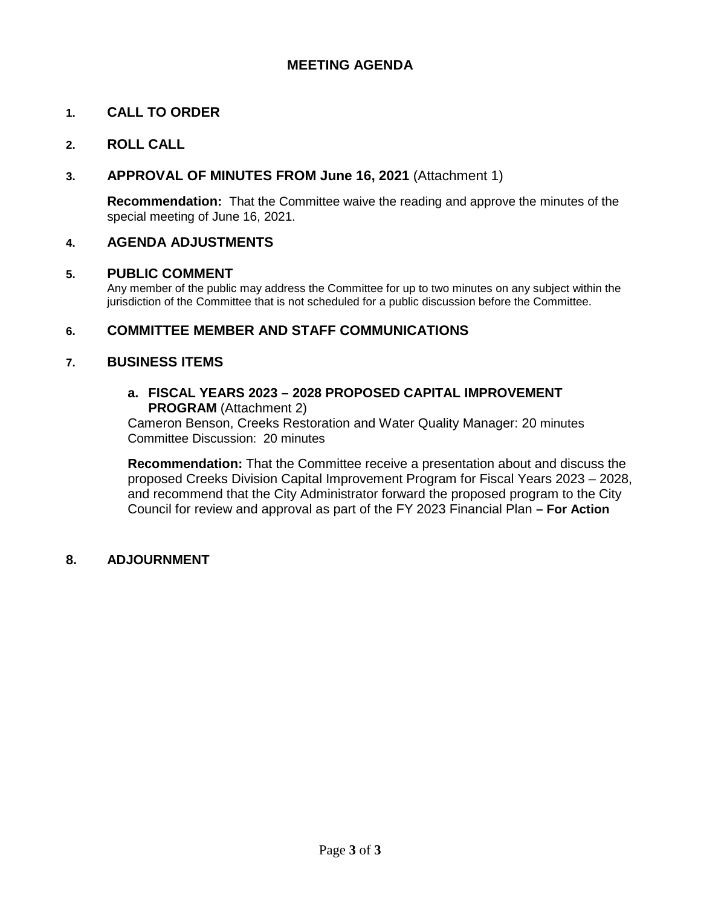## MEETING AGENDA

1. **CALL TO ORDER**

2. **ROLL CALL**

3. **APPROVAL OF MINUTES FROM June 16, 2021** (Attachment 1)

   **Recommendation:** That the Committee waive the reading and approve the minutes of the special meeting of June 16, 2021.

4. **AGENDA ADJUSTMENTS**

5. **PUBLIC COMMENT**

   Any member of the public may address the Committee for up to two minutes on any subject within the jurisdiction of the Committee that is not scheduled for a public discussion before the Committee.

6. **COMMITTEE MEMBER AND STAFF COMMUNICATIONS**

7. **BUSINESS ITEMS**

   a. **FISCAL YEARS 2023 – 2028 PROPOSED CAPITAL IMPROVEMENT PROGRAM** (Attachment 2)

   Cameron Benson, Creeks Restoration and Water Quality Manager: 20 minutes
   Committee Discussion: 20 minutes

   **Recommendation:** That the Committee receive a presentation about and discuss the proposed Creeks Division Capital Improvement Program for Fiscal Years 2023 – 2028, and recommend that the City Administrator forward the proposed program to the City Council for review and approval as part of the FY 2023 Financial Plan **– For Action**

8. **ADJOURNMENT**